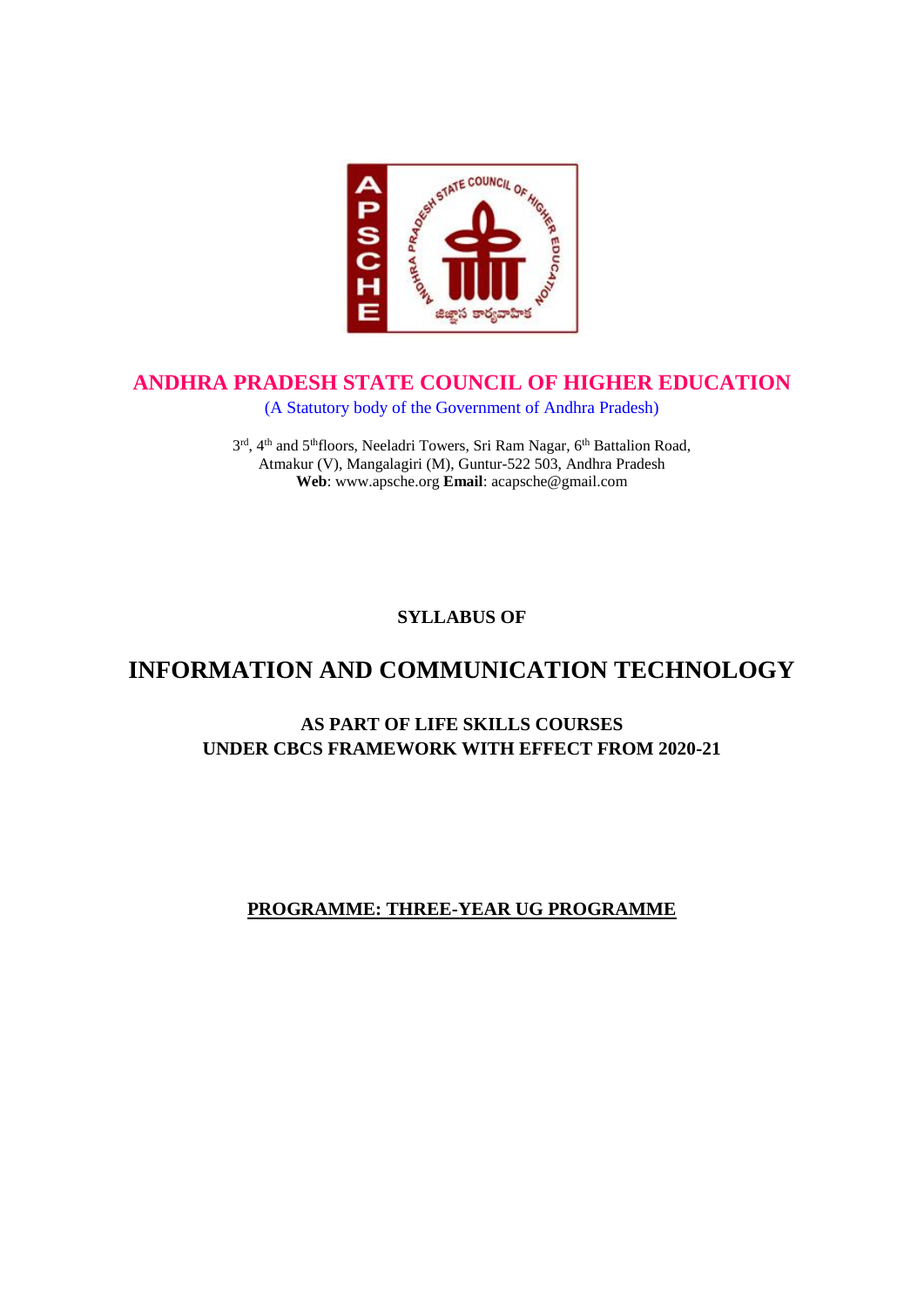# ANDHRA PRADESH STATE COUNCIL OF HIGHER EDUCATION

(A Statutory body of the Government of Andhra Pradesh)

3rd, 4th and 5th floors, Neeladri Towers, Sri Ram Nagar, 6th Battalion Road, Atmakur (V), Mangalagiri (M), Guntur-522 503, Andhra Pradesh
**Web**: www.apsche.org **Email**: acapsche@gmail.com

**SYLLABUS OF**

## INFORMATION AND COMMUNICATION TECHNOLOGY

**AS PART OF LIFE SKILLS COURSES**
**UNDER CBCS FRAMEWORK WITH EFFECT FROM 2020-21**

**PROGRAMME: THREE-YEAR UG PROGRAMME**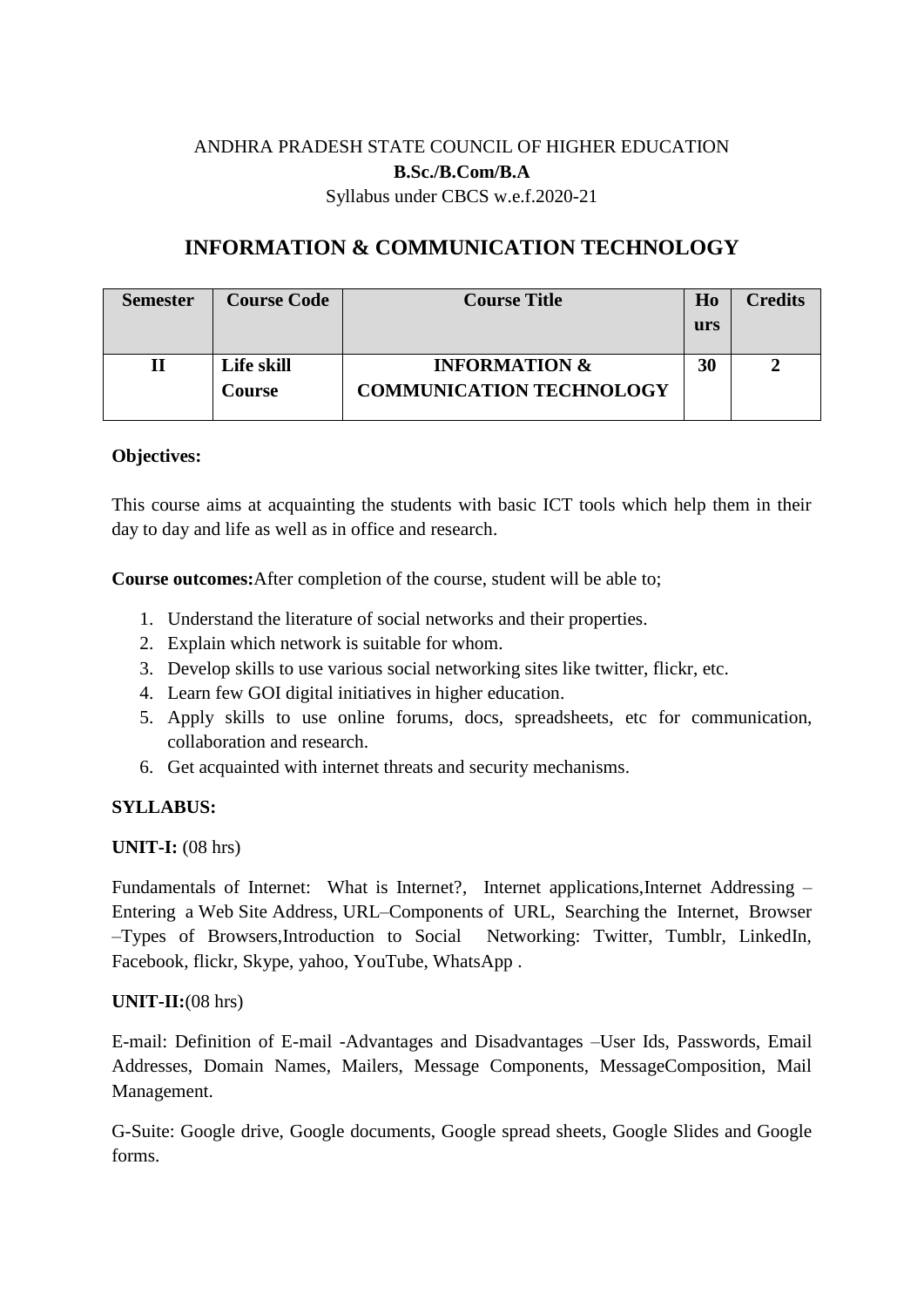ANDHRA PRADESH STATE COUNCIL OF HIGHER EDUCATION

**B.Sc./B.Com/B.A**

Syllabus under CBCS w.e.f.2020-21

# INFORMATION & COMMUNICATION TECHNOLOGY

| Semester | Course Code | Course Title | Hours | Credits |
|---|---|---|---|---|
| **II** | **Life skill Course** | **INFORMATION & COMMUNICATION TECHNOLOGY** | **30** | **2** |

**Objectives:**

This course aims at acquainting the students with basic ICT tools which help them in their day to day and life as well as in office and research.

**Course outcomes:**After completion of the course, student will be able to;

1. Understand the literature of social networks and their properties.
2. Explain which network is suitable for whom.
3. Develop skills to use various social networking sites like twitter, flickr, etc.
4. Learn few GOI digital initiatives in higher education.
5. Apply skills to use online forums, docs, spreadsheets, etc for communication, collaboration and research.
6. Get acquainted with internet threats and security mechanisms.

**SYLLABUS:**

**UNIT-I:** (08 hrs)

Fundamentals of Internet: What is Internet?, Internet applications,Internet Addressing –Entering a Web Site Address, URL–Components of URL, Searching the Internet, Browser –Types of Browsers,Introduction to Social Networking: Twitter, Tumblr, LinkedIn, Facebook, flickr, Skype, yahoo, YouTube, WhatsApp .

**UNIT-II:**(08 hrs)

E-mail: Definition of E-mail -Advantages and Disadvantages –User Ids, Passwords, Email Addresses, Domain Names, Mailers, Message Components, MessageComposition, Mail Management.

G-Suite: Google drive, Google documents, Google spread sheets, Google Slides and Google forms.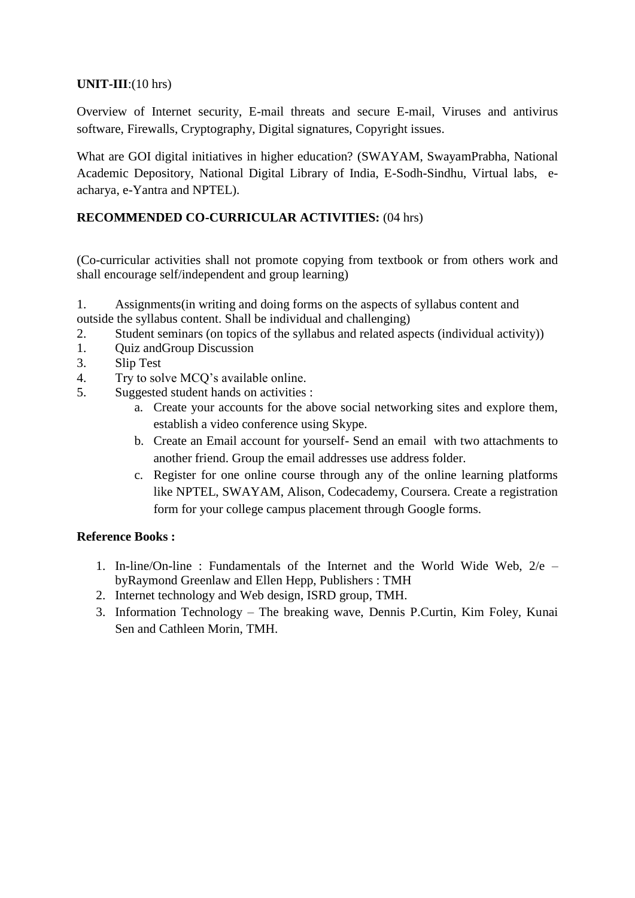**UNIT-III**:(10 hrs)

Overview of Internet security, E-mail threats and secure E-mail, Viruses and antivirus software, Firewalls, Cryptography, Digital signatures, Copyright issues.

What are GOI digital initiatives in higher education? (SWAYAM, SwayamPrabha, National Academic Depository, National Digital Library of India, E-Sodh-Sindhu, Virtual labs, e-acharya, e-Yantra and NPTEL).

**RECOMMENDED CO-CURRICULAR ACTIVITIES:** (04 hrs)

(Co-curricular activities shall not promote copying from textbook or from others work and shall encourage self/independent and group learning)

1. Assignments(in writing and doing forms on the aspects of syllabus content and outside the syllabus content. Shall be individual and challenging)
2. Student seminars (on topics of the syllabus and related aspects (individual activity))
1. Quiz andGroup Discussion
3. Slip Test
4. Try to solve MCQ's available online.
5. Suggested student hands on activities :
   a. Create your accounts for the above social networking sites and explore them, establish a video conference using Skype.
   b. Create an Email account for yourself- Send an email with two attachments to another friend. Group the email addresses use address folder.
   c. Register for one online course through any of the online learning platforms like NPTEL, SWAYAM, Alison, Codecademy, Coursera. Create a registration form for your college campus placement through Google forms.

**Reference Books :**

1. In-line/On-line : Fundamentals of the Internet and the World Wide Web, 2/e – byRaymond Greenlaw and Ellen Hepp, Publishers : TMH
2. Internet technology and Web design, ISRD group, TMH.
3. Information Technology – The breaking wave, Dennis P.Curtin, Kim Foley, Kunai Sen and Cathleen Morin, TMH.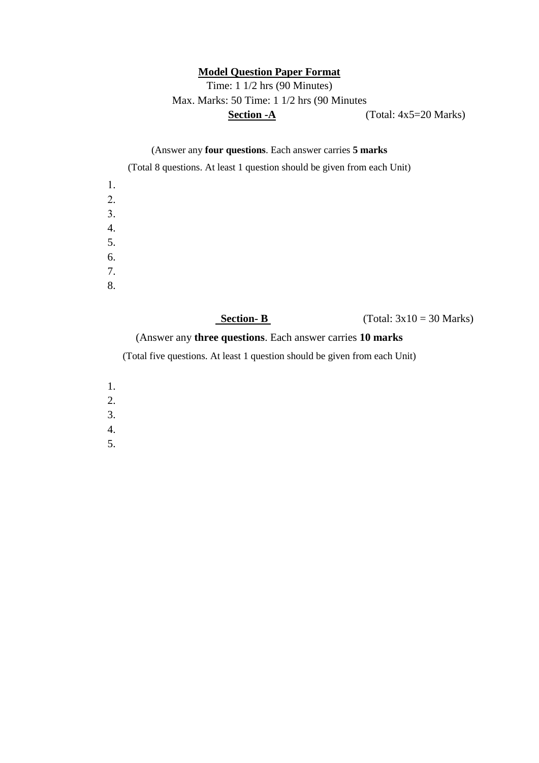**Model Question Paper Format**

Time: 1 1/2 hrs (90 Minutes)

Max. Marks: 50 Time: 1 1/2 hrs (90 Minutes

**Section -A** (Total: 4x5=20 Marks)

(Answer any **four questions**. Each answer carries **5 marks**

(Total 8 questions. At least 1 question should be given from each Unit)

1.
2.
3.
4.
5.
6.
7.
8.

**Section- B** (Total: 3x10 = 30 Marks)

(Answer any **three questions**. Each answer carries **10 marks**

(Total five questions. At least 1 question should be given from each Unit)

1.
2.
3.
4.
5.